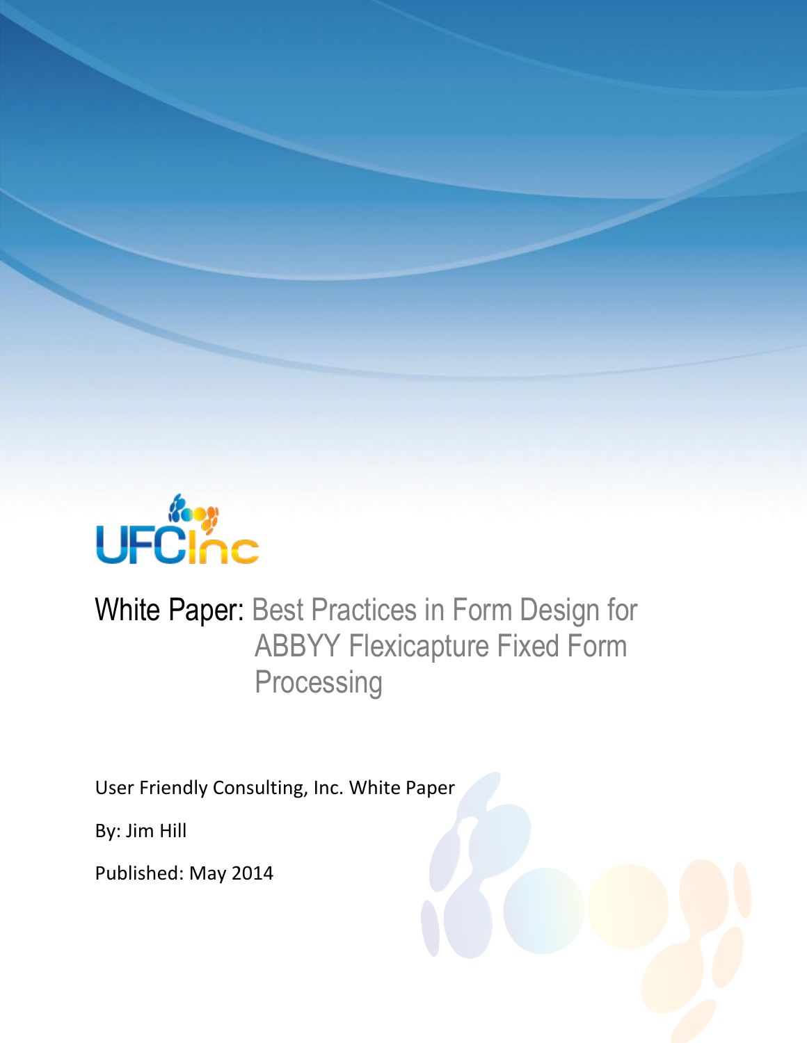UFCInc

# White Paper: Best Practices in Form Design for ABBYY Flexicapture Fixed Form Processing

User Friendly Consulting, Inc. White Paper

By: Jim Hill

Published: May 2014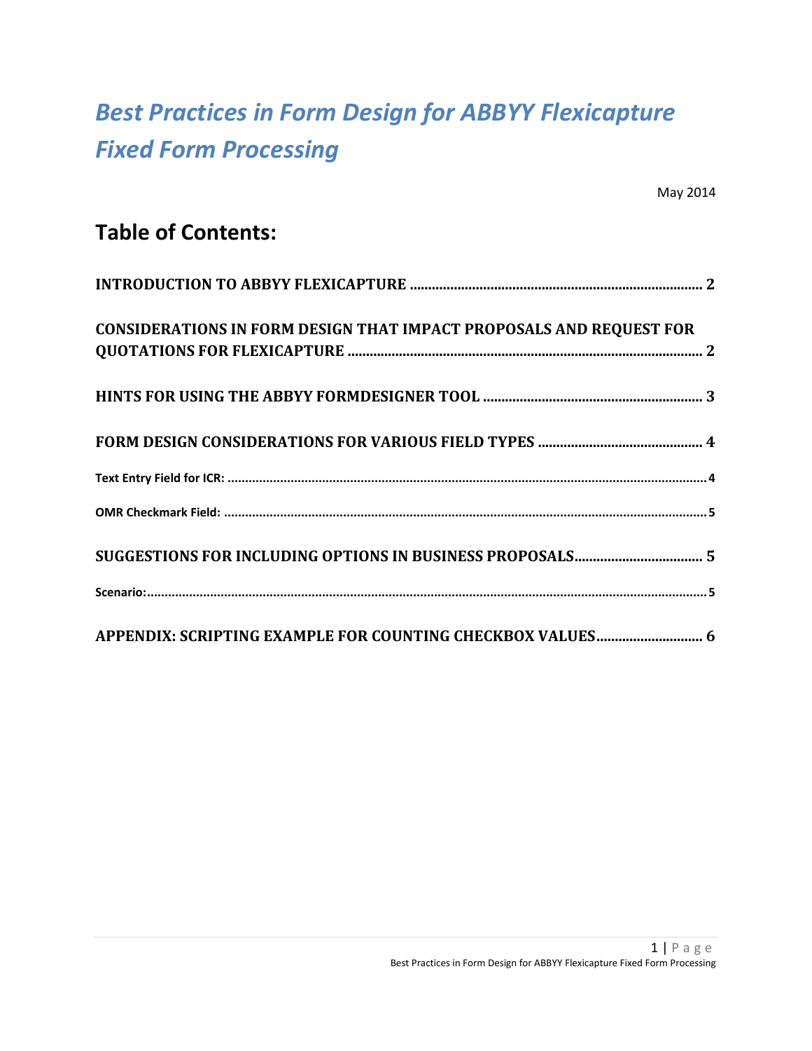# *Best Practices in Form Design for ABBYY Flexicapture Fixed Form Processing*

May 2014

## Table of Contents:

**INTRODUCTION TO ABBYY FLEXICAPTURE** ........................................ 2

**CONSIDERATIONS IN FORM DESIGN THAT IMPACT PROPOSALS AND REQUEST FOR QUOTATIONS FOR FLEXICAPTURE** ........................................ 2

**HINTS FOR USING THE ABBYY FORMDESIGNER TOOL** ........................................ 3

**FORM DESIGN CONSIDERATIONS FOR VARIOUS FIELD TYPES** ........................................ 4

**Text Entry Field for ICR:** ........................................ 4

**OMR Checkmark Field:** ........................................ 5

**SUGGESTIONS FOR INCLUDING OPTIONS IN BUSINESS PROPOSALS** ........................................ 5

**Scenario:** ........................................ 5

**APPENDIX: SCRIPTING EXAMPLE FOR COUNTING CHECKBOX VALUES** ........................................ 6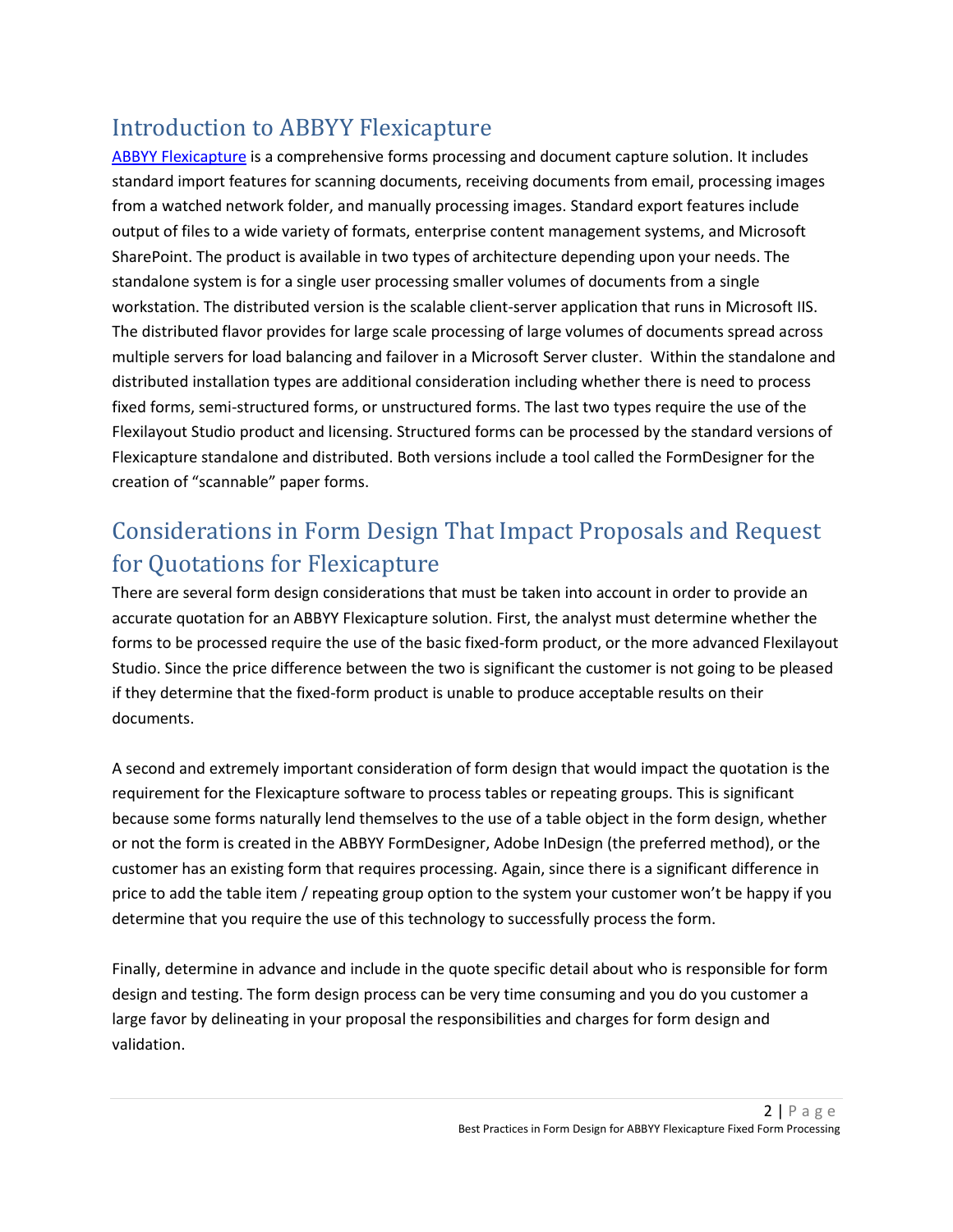## Introduction to ABBYY Flexicapture

ABBYY Flexicapture is a comprehensive forms processing and document capture solution. It includes standard import features for scanning documents, receiving documents from email, processing images from a watched network folder, and manually processing images. Standard export features include output of files to a wide variety of formats, enterprise content management systems, and Microsoft SharePoint. The product is available in two types of architecture depending upon your needs. The standalone system is for a single user processing smaller volumes of documents from a single workstation. The distributed version is the scalable client-server application that runs in Microsoft IIS. The distributed flavor provides for large scale processing of large volumes of documents spread across multiple servers for load balancing and failover in a Microsoft Server cluster.  Within the standalone and distributed installation types are additional consideration including whether there is need to process fixed forms, semi-structured forms, or unstructured forms. The last two types require the use of the Flexilayout Studio product and licensing. Structured forms can be processed by the standard versions of Flexicapture standalone and distributed. Both versions include a tool called the FormDesigner for the creation of "scannable" paper forms.

## Considerations in Form Design That Impact Proposals and Request for Quotations for Flexicapture

There are several form design considerations that must be taken into account in order to provide an accurate quotation for an ABBYY Flexicapture solution. First, the analyst must determine whether the forms to be processed require the use of the basic fixed-form product, or the more advanced Flexilayout Studio. Since the price difference between the two is significant the customer is not going to be pleased if they determine that the fixed-form product is unable to produce acceptable results on their documents.

A second and extremely important consideration of form design that would impact the quotation is the requirement for the Flexicapture software to process tables or repeating groups. This is significant because some forms naturally lend themselves to the use of a table object in the form design, whether or not the form is created in the ABBYY FormDesigner, Adobe InDesign (the preferred method), or the customer has an existing form that requires processing. Again, since there is a significant difference in price to add the table item / repeating group option to the system your customer won't be happy if you determine that you require the use of this technology to successfully process the form.

Finally, determine in advance and include in the quote specific detail about who is responsible for form design and testing. The form design process can be very time consuming and you do you customer a large favor by delineating in your proposal the responsibilities and charges for form design and validation.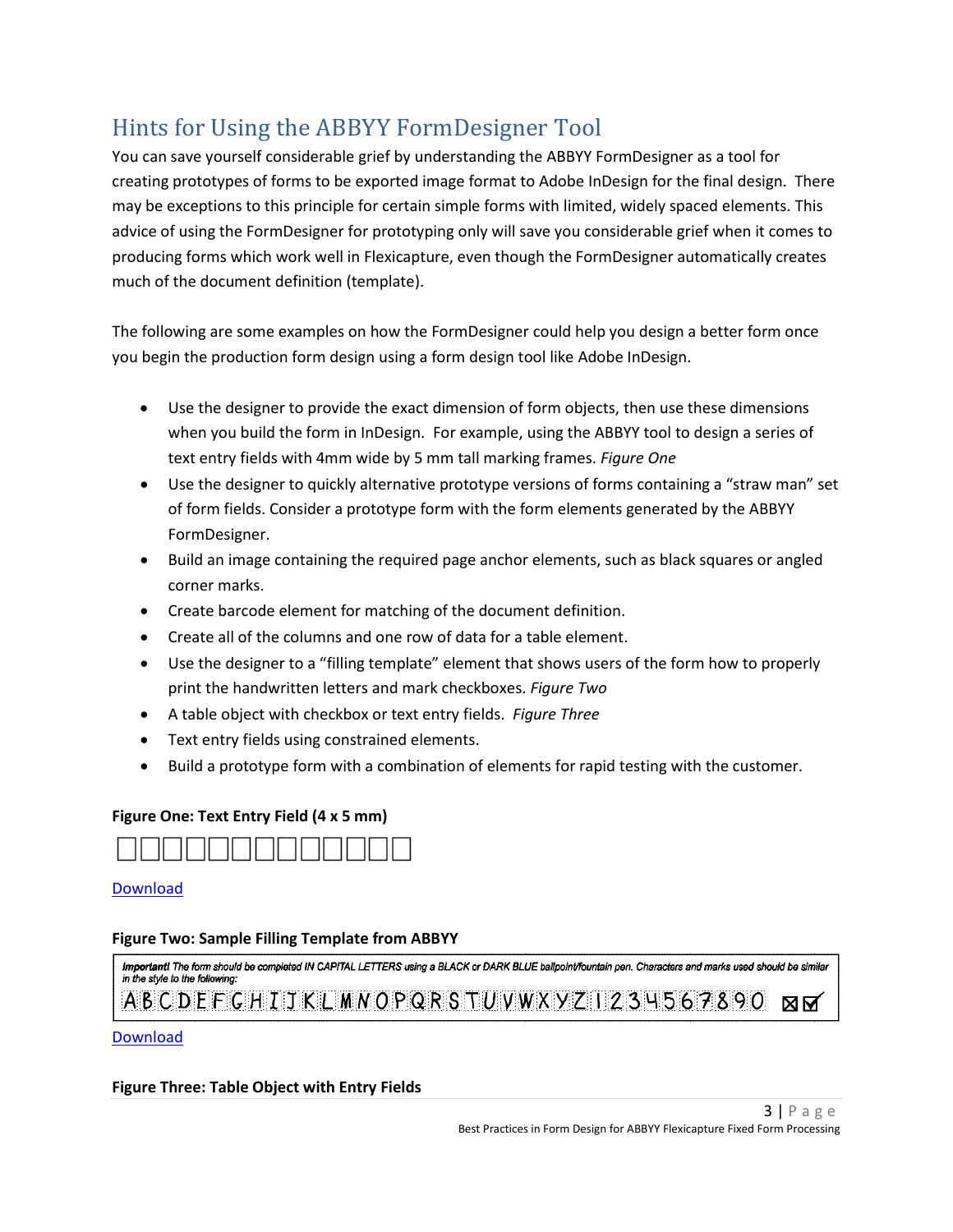# Hints for Using the ABBYY FormDesigner Tool

You can save yourself considerable grief by understanding the ABBYY FormDesigner as a tool for creating prototypes of forms to be exported image format to Adobe InDesign for the final design. There may be exceptions to this principle for certain simple forms with limited, widely spaced elements. This advice of using the FormDesigner for prototyping only will save you considerable grief when it comes to producing forms which work well in Flexicapture, even though the FormDesigner automatically creates much of the document definition (template).

The following are some examples on how the FormDesigner could help you design a better form once you begin the production form design using a form design tool like Adobe InDesign.

- Use the designer to provide the exact dimension of form objects, then use these dimensions when you build the form in InDesign. For example, using the ABBYY tool to design a series of text entry fields with 4mm wide by 5 mm tall marking frames. *Figure One*
- Use the designer to quickly alternative prototype versions of forms containing a "straw man" set of form fields. Consider a prototype form with the form elements generated by the ABBYY FormDesigner.
- Build an image containing the required page anchor elements, such as black squares or angled corner marks.
- Create barcode element for matching of the document definition.
- Create all of the columns and one row of data for a table element.
- Use the designer to a "filling template" element that shows users of the form how to properly print the handwritten letters and mark checkboxes. *Figure Two*
- A table object with checkbox or text entry fields. *Figure Three*
- Text entry fields using constrained elements.
- Build a prototype form with a combination of elements for rapid testing with the customer.

**Figure One: Text Entry Field (4 x 5 mm)**

□□□□□□□□□□□□□

Download

**Figure Two: Sample Filling Template from ABBYY**

*Important! The form should be completed IN CAPITAL LETTERS using a BLACK or DARK BLUE ballpoint/fountain pen. Characters and marks used should be similar in the style to the following:*

A B C D E F G H I J K L M N O P Q R S T U V W X Y Z 1 2 3 4 5 6 7 8 9 0 ☒ ☑

Download

**Figure Three: Table Object with Entry Fields**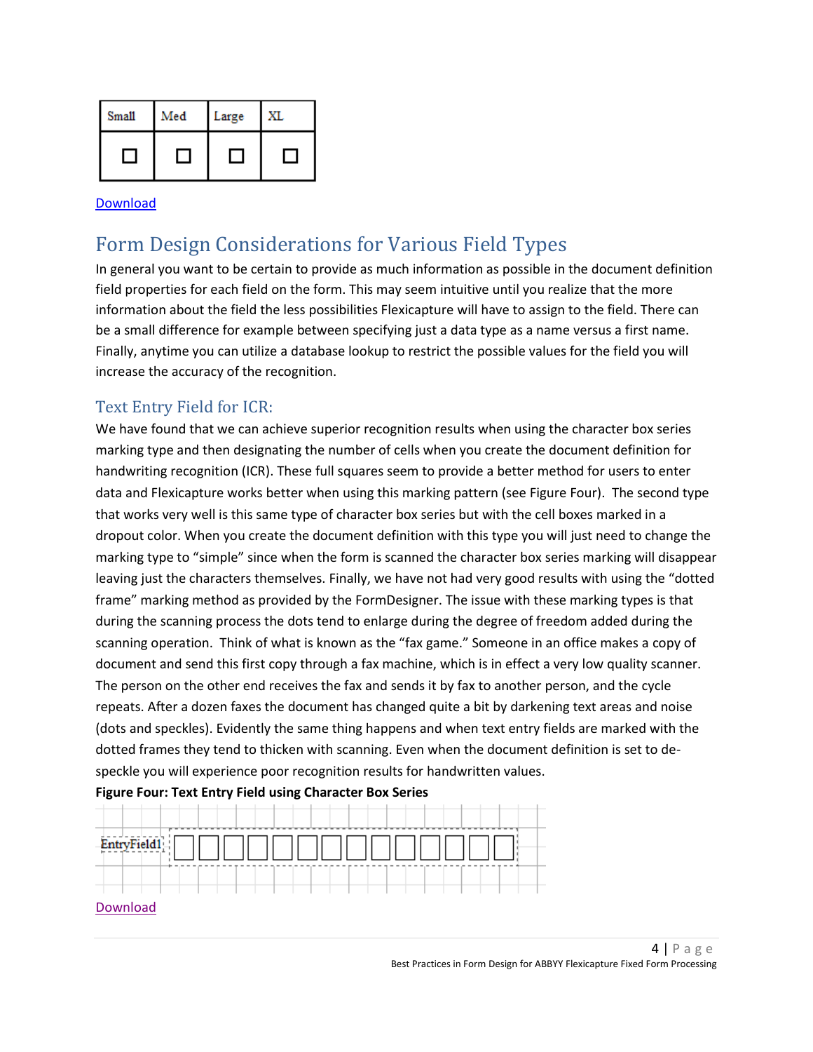| Small | Med | Large | XL |
| --- | --- | --- | --- |
| ☐ | ☐ | ☐ | ☐ |

Download

## Form Design Considerations for Various Field Types

In general you want to be certain to provide as much information as possible in the document definition field properties for each field on the form. This may seem intuitive until you realize that the more information about the field the less possibilities Flexicapture will have to assign to the field. There can be a small difference for example between specifying just a data type as a name versus a first name. Finally, anytime you can utilize a database lookup to restrict the possible values for the field you will increase the accuracy of the recognition.

### Text Entry Field for ICR:

We have found that we can achieve superior recognition results when using the character box series marking type and then designating the number of cells when you create the document definition for handwriting recognition (ICR). These full squares seem to provide a better method for users to enter data and Flexicapture works better when using this marking pattern (see Figure Four). The second type that works very well is this same type of character box series but with the cell boxes marked in a dropout color. When you create the document definition with this type you will just need to change the marking type to "simple" since when the form is scanned the character box series marking will disappear leaving just the characters themselves. Finally, we have not had very good results with using the "dotted frame" marking method as provided by the FormDesigner. The issue with these marking types is that during the scanning process the dots tend to enlarge during the degree of freedom added during the scanning operation. Think of what is known as the "fax game." Someone in an office makes a copy of document and send this first copy through a fax machine, which is in effect a very low quality scanner. The person on the other end receives the fax and sends it by fax to another person, and the cycle repeats. After a dozen faxes the document has changed quite a bit by darkening text areas and noise (dots and speckles). Evidently the same thing happens and when text entry fields are marked with the dotted frames they tend to thicken with scanning. Even when the document definition is set to de-speckle you will experience poor recognition results for handwritten values.

**Figure Four: Text Entry Field using Character Box Series**

EntryField1 ☐☐☐☐☐☐☐☐☐☐☐☐☐☐

Download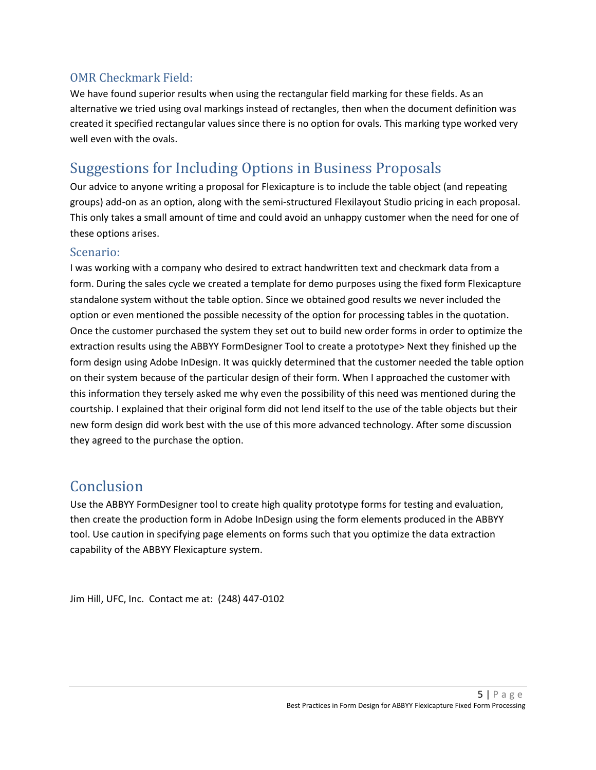### OMR Checkmark Field:

We have found superior results when using the rectangular field marking for these fields. As an alternative we tried using oval markings instead of rectangles, then when the document definition was created it specified rectangular values since there is no option for ovals. This marking type worked very well even with the ovals.

## Suggestions for Including Options in Business Proposals

Our advice to anyone writing a proposal for Flexicapture is to include the table object (and repeating groups) add-on as an option, along with the semi-structured Flexilayout Studio pricing in each proposal. This only takes a small amount of time and could avoid an unhappy customer when the need for one of these options arises.

### Scenario:

I was working with a company who desired to extract handwritten text and checkmark data from a form. During the sales cycle we created a template for demo purposes using the fixed form Flexicapture standalone system without the table option. Since we obtained good results we never included the option or even mentioned the possible necessity of the option for processing tables in the quotation. Once the customer purchased the system they set out to build new order forms in order to optimize the extraction results using the ABBYY FormDesigner Tool to create a prototype> Next they finished up the form design using Adobe InDesign. It was quickly determined that the customer needed the table option on their system because of the particular design of their form. When I approached the customer with this information they tersely asked me why even the possibility of this need was mentioned during the courtship. I explained that their original form did not lend itself to the use of the table objects but their new form design did work best with the use of this more advanced technology. After some discussion they agreed to the purchase the option.

## Conclusion

Use the ABBYY FormDesigner tool to create high quality prototype forms for testing and evaluation, then create the production form in Adobe InDesign using the form elements produced in the ABBYY tool. Use caution in specifying page elements on forms such that you optimize the data extraction capability of the ABBYY Flexicapture system.

Jim Hill, UFC, Inc. Contact me at: (248) 447-0102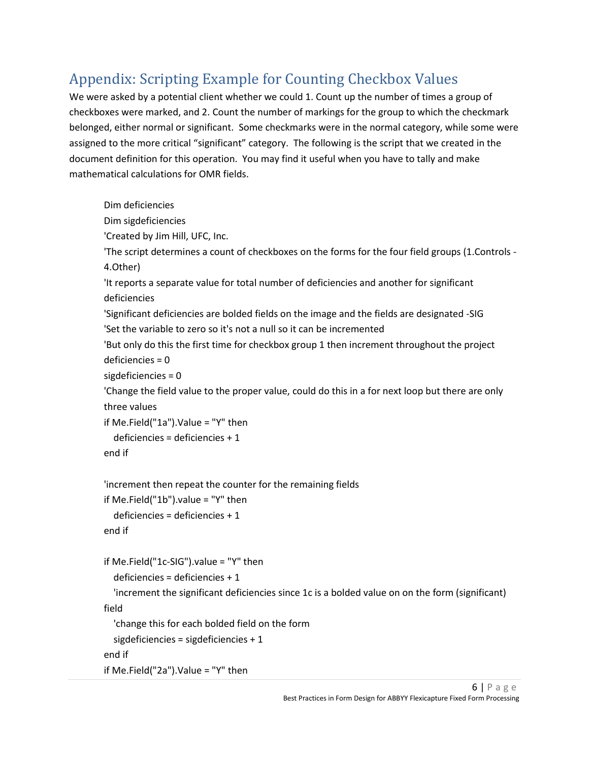## Appendix: Scripting Example for Counting Checkbox Values

We were asked by a potential client whether we could 1. Count up the number of times a group of checkboxes were marked, and 2. Count the number of markings for the group to which the checkmark belonged, either normal or significant. Some checkmarks were in the normal category, while some were assigned to the more critical “significant” category. The following is the script that we created in the document definition for this operation. You may find it useful when you have to tally and make mathematical calculations for OMR fields.

```
Dim deficiencies
Dim sigdeficiencies
'Created by Jim Hill, UFC, Inc.
'The script determines a count of checkboxes on the forms for the four field groups (1.Controls - 4.Other)
'It reports a separate value for total number of deficiencies and another for significant deficiencies
'Significant deficiencies are bolded fields on the image and the fields are designated -SIG
'Set the variable to zero so it's not a null so it can be incremented
'But only do this the first time for checkbox group 1 then increment throughout the project
deficiencies = 0
sigdeficiencies = 0
'Change the field value to the proper value, could do this in a for next loop but there are only three values
if Me.Field("1a").Value = "Y" then
  deficiencies = deficiencies + 1
end if

'increment then repeat the counter for the remaining fields
if Me.Field("1b").value = "Y" then
  deficiencies = deficiencies + 1
end if

if Me.Field("1c-SIG").value = "Y" then
  deficiencies = deficiencies + 1
  'increment the significant deficiencies since 1c is a bolded value on on the form (significant) field
  'change this for each bolded field on the form
  sigdeficiencies = sigdeficiencies + 1
end if
if Me.Field("2a").Value = "Y" then
```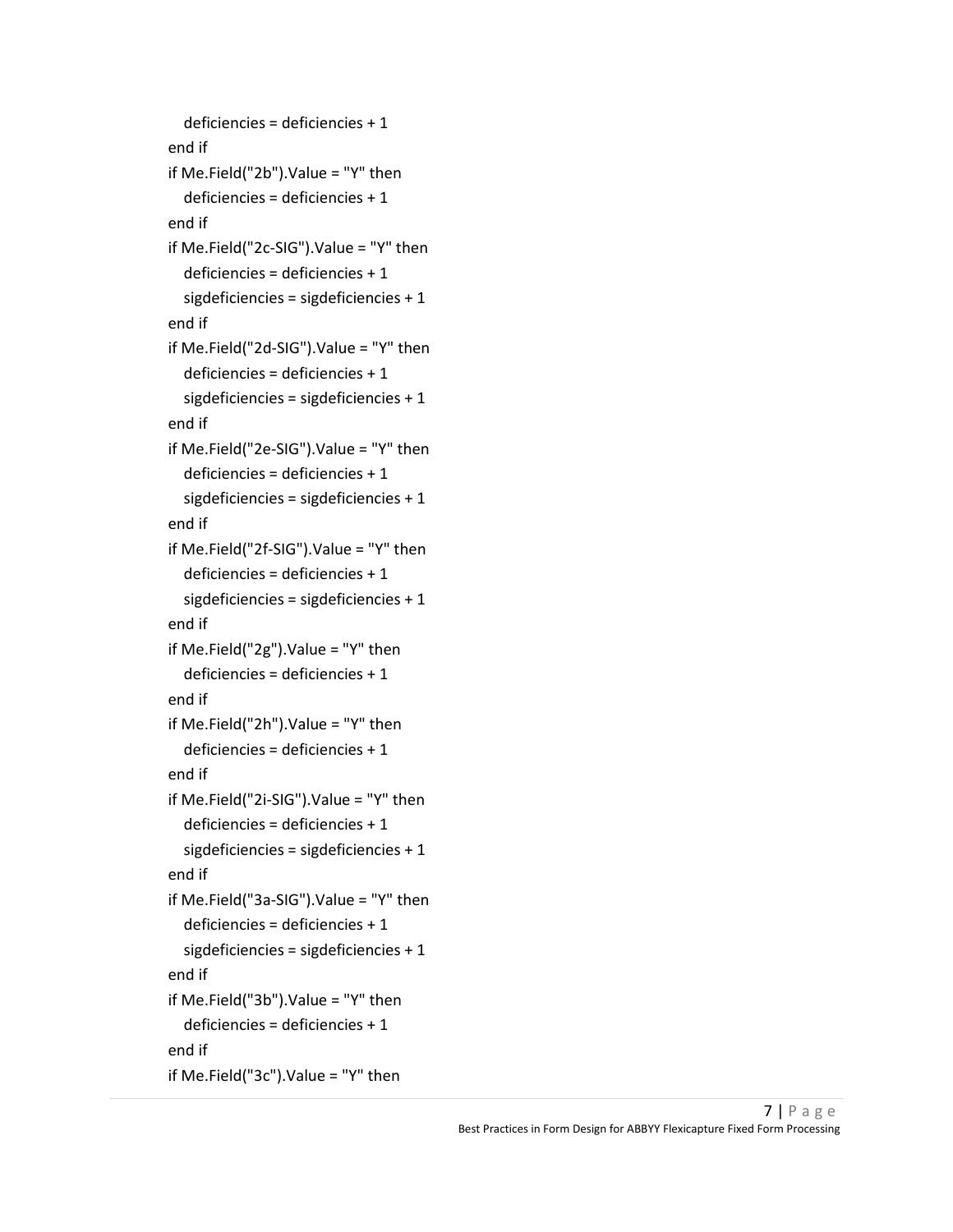```
    deficiencies = deficiencies + 1
end if
if Me.Field("2b").Value = "Y" then
    deficiencies = deficiencies + 1
end if
if Me.Field("2c-SIG").Value = "Y" then
    deficiencies = deficiencies + 1
    sigdeficiencies = sigdeficiencies + 1
end if
if Me.Field("2d-SIG").Value = "Y" then
    deficiencies = deficiencies + 1
    sigdeficiencies = sigdeficiencies + 1
end if
if Me.Field("2e-SIG").Value = "Y" then
    deficiencies = deficiencies + 1
    sigdeficiencies = sigdeficiencies + 1
end if
if Me.Field("2f-SIG").Value = "Y" then
    deficiencies = deficiencies + 1
    sigdeficiencies = sigdeficiencies + 1
end if
if Me.Field("2g").Value = "Y" then
    deficiencies = deficiencies + 1
end if
if Me.Field("2h").Value = "Y" then
    deficiencies = deficiencies + 1
end if
if Me.Field("2i-SIG").Value = "Y" then
    deficiencies = deficiencies + 1
    sigdeficiencies = sigdeficiencies + 1
end if
if Me.Field("3a-SIG").Value = "Y" then
    deficiencies = deficiencies + 1
    sigdeficiencies = sigdeficiencies + 1
end if
if Me.Field("3b").Value = "Y" then
    deficiencies = deficiencies + 1
end if
if Me.Field("3c").Value = "Y" then
```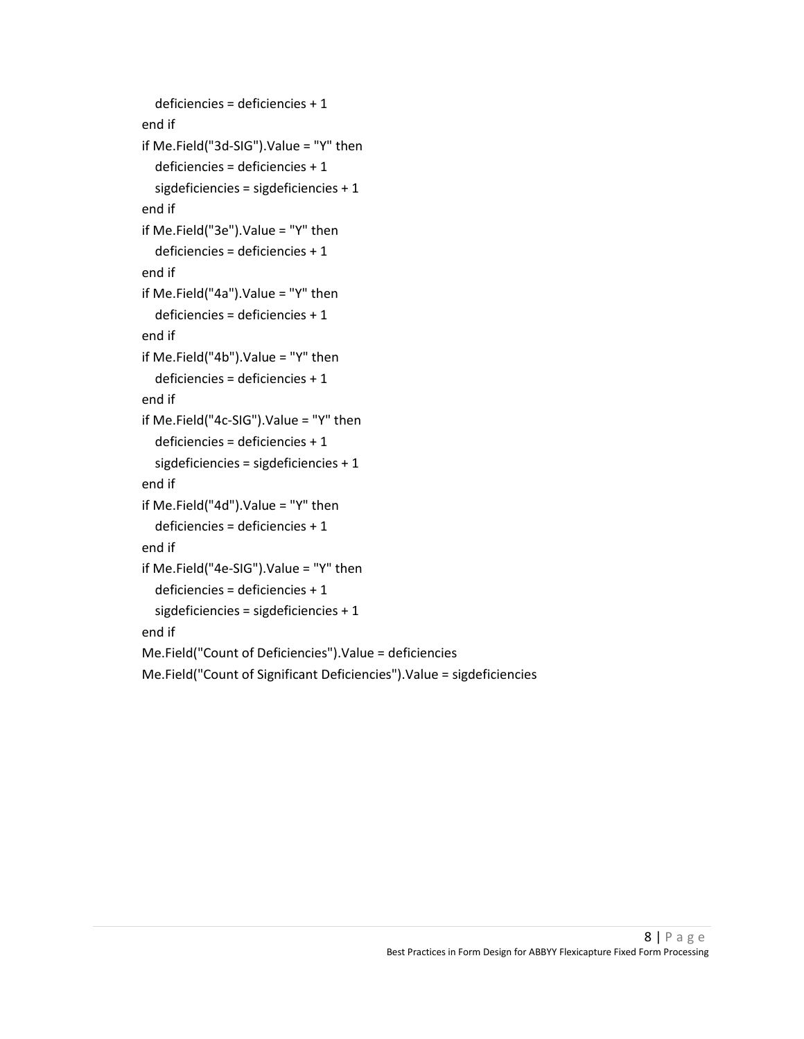```
    deficiencies = deficiencies + 1
end if
if Me.Field("3d-SIG").Value = "Y" then
    deficiencies = deficiencies + 1
    sigdeficiencies = sigdeficiencies + 1
end if
if Me.Field("3e").Value = "Y" then
    deficiencies = deficiencies + 1
end if
if Me.Field("4a").Value = "Y" then
    deficiencies = deficiencies + 1
end if
if Me.Field("4b").Value = "Y" then
    deficiencies = deficiencies + 1
end if
if Me.Field("4c-SIG").Value = "Y" then
    deficiencies = deficiencies + 1
    sigdeficiencies = sigdeficiencies + 1
end if
if Me.Field("4d").Value = "Y" then
    deficiencies = deficiencies + 1
end if
if Me.Field("4e-SIG").Value = "Y" then
    deficiencies = deficiencies + 1
    sigdeficiencies = sigdeficiencies + 1
end if
Me.Field("Count of Deficiencies").Value = deficiencies
Me.Field("Count of Significant Deficiencies").Value = sigdeficiencies
```